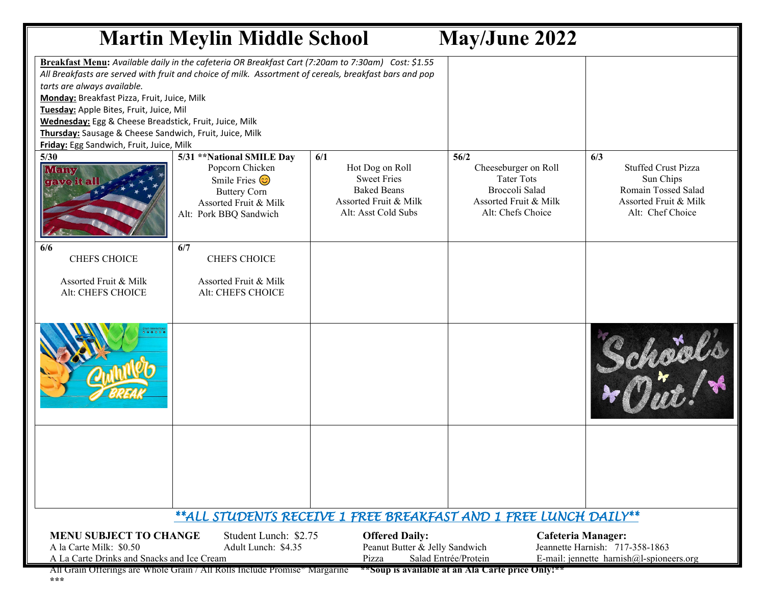# Martin Meylin Middle School May/June 2022

**Breakfast Menu:** *Available daily in the cafeteria OR Breakfast Cart (7:20am to 7:30am) Cost: $1.55*
*All Breakfasts are served with fruit and choice of milk. Assortment of cereals, breakfast bars and pop tarts are always available.*

**Monday:** Breakfast Pizza, Fruit, Juice, Milk
**Tuesday:** Apple Bites, Fruit, Juice, Mil
**Wednesday:** Egg & Cheese Breadstick, Fruit, Juice, Milk
**Thursday:** Sausage & Cheese Sandwich, Fruit, Juice, Milk
**Friday:** Egg Sandwich, Fruit, Juice, Milk

| | | | | |
|---|---|---|---|---|
| **5/30** Many gave it all | **5/31 \*\*National SMILE Day** Popcorn Chicken Smile Fries 😊 Buttery Corn Assorted Fruit & Milk Alt: Pork BBQ Sandwich | **6/1** Hot Dog on Roll Sweet Fries Baked Beans Assorted Fruit & Milk Alt: Asst Cold Subs | **56/2** Cheeseburger on Roll Tater Tots Broccoli Salad Assorted Fruit & Milk Alt: Chefs Choice | **6/3** Stuffed Crust Pizza Sun Chips Romain Tossed Salad Assorted Fruit & Milk Alt: Chef Choice |
| **6/6** CHEFS CHOICE Assorted Fruit & Milk Alt: CHEFS CHOICE | **6/7** CHEFS CHOICE Assorted Fruit & Milk Alt: CHEFS CHOICE | | | |
| Summer BREAK | | | | School's Out! |
| | | | | |

***\*\*ALL STUDENTS RECEIVE 1 FREE BREAKFAST AND 1 FREE LUNCH DAILY\*\****

**MENU SUBJECT TO CHANGE**
A la Carte Milk: $0.50
A La Carte Drinks and Snacks and Ice Cream
All Grain Offerings are Whole Grain / All Rolls Include Promise® Margarine
\*\*\*

Student Lunch: $2.75
Adult Lunch: $4.35

**Offered Daily:**
Peanut Butter & Jelly Sandwich
Pizza Salad Entrée/Protein
**\*\*Soup is available at an Ala Carte price Only!\*\***

**Cafeteria Manager:**
Jeannette Harnish: 717-358-1863
E-mail: jennette_harnish@l-spioneers.org